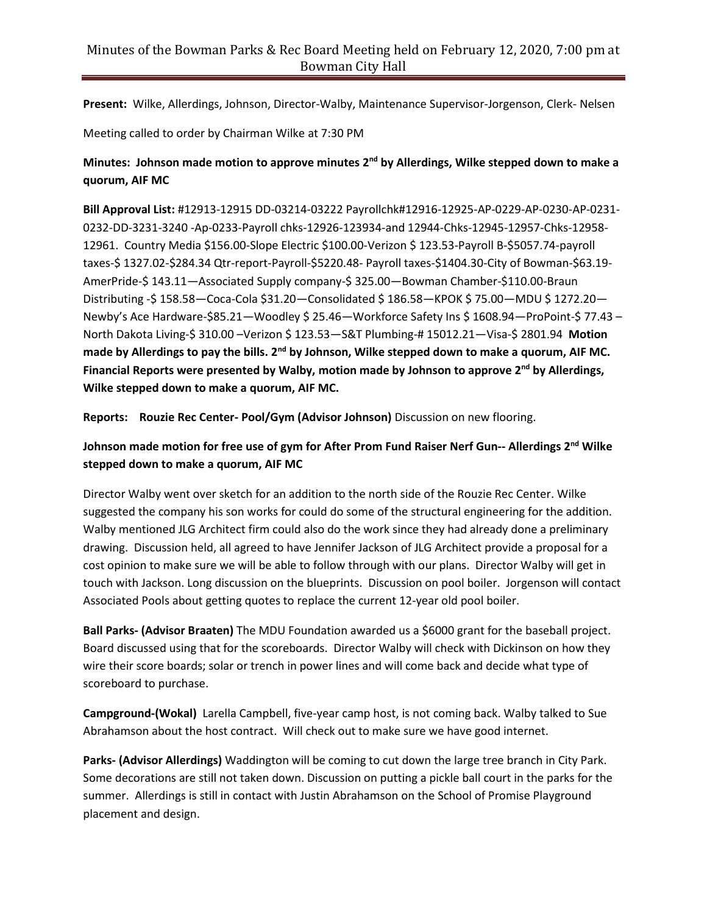# Minutes of the Bowman Parks & Rec Board Meeting held on February 12, 2020, 7:00 pm at Bowman City Hall

**Present:** Wilke, Allerdings, Johnson, Director-Walby, Maintenance Supervisor-Jorgenson, Clerk- Nelsen

Meeting called to order by Chairman Wilke at 7:30 PM

**Minutes: Johnson made motion to approve minutes 2nd by Allerdings, Wilke stepped down to make a quorum, AIF MC**

**Bill Approval List:** #12913-12915 DD-03214-03222 Payrollchk#12916-12925-AP-0229-AP-0230-AP-0231-0232-DD-3231-3240 -Ap-0233-Payroll chks-12926-123934-and 12944-Chks-12945-12957-Chks-12958-12961. Country Media $156.00-Slope Electric $100.00-Verizon $ 123.53-Payroll B-$5057.74-payroll taxes-$ 1327.02-$284.34 Qtr-report-Payroll-$5220.48- Payroll taxes-$1404.30-City of Bowman-$63.19-AmerPride-$ 143.11—Associated Supply company-$ 325.00—Bowman Chamber-$110.00-Braun Distributing -$ 158.58—Coca-Cola $31.20—Consolidated $ 186.58—KPOK $ 75.00—MDU $ 1272.20—Newby's Ace Hardware-$85.21—Woodley $ 25.46—Workforce Safety Ins $ 1608.94—ProPoint-$ 77.43 –North Dakota Living-$ 310.00 –Verizon $ 123.53—S&T Plumbing-# 15012.21—Visa-$ 2801.94 **Motion made by Allerdings to pay the bills. 2nd by Johnson, Wilke stepped down to make a quorum, AIF MC. Financial Reports were presented by Walby, motion made by Johnson to approve 2nd by Allerdings, Wilke stepped down to make a quorum, AIF MC.**

**Reports: Rouzie Rec Center- Pool/Gym (Advisor Johnson)** Discussion on new flooring.

**Johnson made motion for free use of gym for After Prom Fund Raiser Nerf Gun-- Allerdings 2nd Wilke stepped down to make a quorum, AIF MC**

Director Walby went over sketch for an addition to the north side of the Rouzie Rec Center. Wilke suggested the company his son works for could do some of the structural engineering for the addition. Walby mentioned JLG Architect firm could also do the work since they had already done a preliminary drawing. Discussion held, all agreed to have Jennifer Jackson of JLG Architect provide a proposal for a cost opinion to make sure we will be able to follow through with our plans. Director Walby will get in touch with Jackson. Long discussion on the blueprints. Discussion on pool boiler. Jorgenson will contact Associated Pools about getting quotes to replace the current 12-year old pool boiler.

**Ball Parks- (Advisor Braaten)** The MDU Foundation awarded us a $6000 grant for the baseball project. Board discussed using that for the scoreboards. Director Walby will check with Dickinson on how they wire their score boards; solar or trench in power lines and will come back and decide what type of scoreboard to purchase.

**Campground-(Wokal)** Larella Campbell, five-year camp host, is not coming back. Walby talked to Sue Abrahamson about the host contract. Will check out to make sure we have good internet.

**Parks- (Advisor Allerdings)** Waddington will be coming to cut down the large tree branch in City Park. Some decorations are still not taken down. Discussion on putting a pickle ball court in the parks for the summer. Allerdings is still in contact with Justin Abrahamson on the School of Promise Playground placement and design.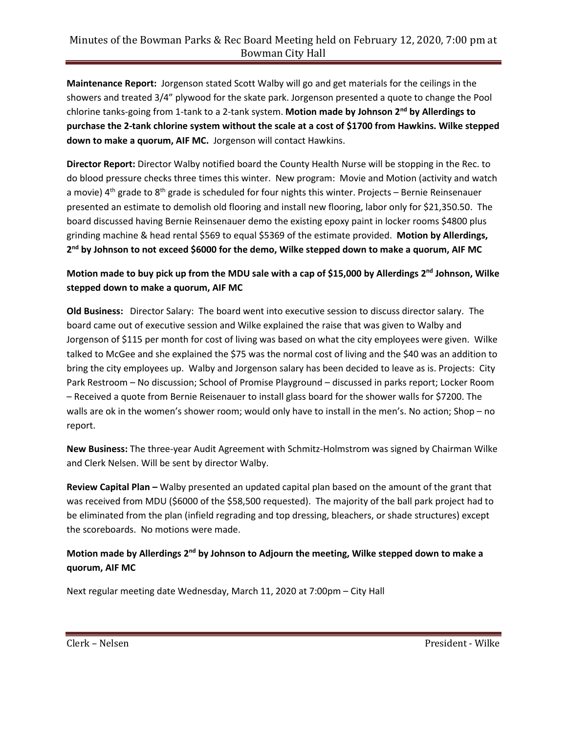**Maintenance Report:** Jorgenson stated Scott Walby will go and get materials for the ceilings in the showers and treated 3/4" plywood for the skate park. Jorgenson presented a quote to change the Pool chlorine tanks-going from 1-tank to a 2-tank system. **Motion made by Johnson 2nd by Allerdings to purchase the 2-tank chlorine system without the scale at a cost of $1700 from Hawkins. Wilke stepped down to make a quorum, AIF MC.** Jorgenson will contact Hawkins.

**Director Report:** Director Walby notified board the County Health Nurse will be stopping in the Rec. to do blood pressure checks three times this winter. New program: Movie and Motion (activity and watch a movie) 4th grade to 8th grade is scheduled for four nights this winter. Projects – Bernie Reinsenauer presented an estimate to demolish old flooring and install new flooring, labor only for $21,350.50. The board discussed having Bernie Reinsenauer demo the existing epoxy paint in locker rooms $4800 plus grinding machine & head rental $569 to equal $5369 of the estimate provided. **Motion by Allerdings, 2nd by Johnson to not exceed $6000 for the demo, Wilke stepped down to make a quorum, AIF MC**

**Motion made to buy pick up from the MDU sale with a cap of $15,000 by Allerdings 2nd Johnson, Wilke stepped down to make a quorum, AIF MC**

**Old Business:** Director Salary: The board went into executive session to discuss director salary. The board came out of executive session and Wilke explained the raise that was given to Walby and Jorgenson of $115 per month for cost of living was based on what the city employees were given. Wilke talked to McGee and she explained the $75 was the normal cost of living and the $40 was an addition to bring the city employees up. Walby and Jorgenson salary has been decided to leave as is. Projects: City Park Restroom – No discussion; School of Promise Playground – discussed in parks report; Locker Room – Received a quote from Bernie Reisenauer to install glass board for the shower walls for $7200. The walls are ok in the women's shower room; would only have to install in the men's. No action; Shop – no report.

**New Business:** The three-year Audit Agreement with Schmitz-Holmstrom was signed by Chairman Wilke and Clerk Nelsen. Will be sent by director Walby.

**Review Capital Plan –** Walby presented an updated capital plan based on the amount of the grant that was received from MDU ($6000 of the $58,500 requested). The majority of the ball park project had to be eliminated from the plan (infield regrading and top dressing, bleachers, or shade structures) except the scoreboards. No motions were made.

**Motion made by Allerdings 2nd by Johnson to Adjourn the meeting, Wilke stepped down to make a quorum, AIF MC**

Next regular meeting date Wednesday, March 11, 2020 at 7:00pm – City Hall

Clerk – Nelsen

President - Wilke